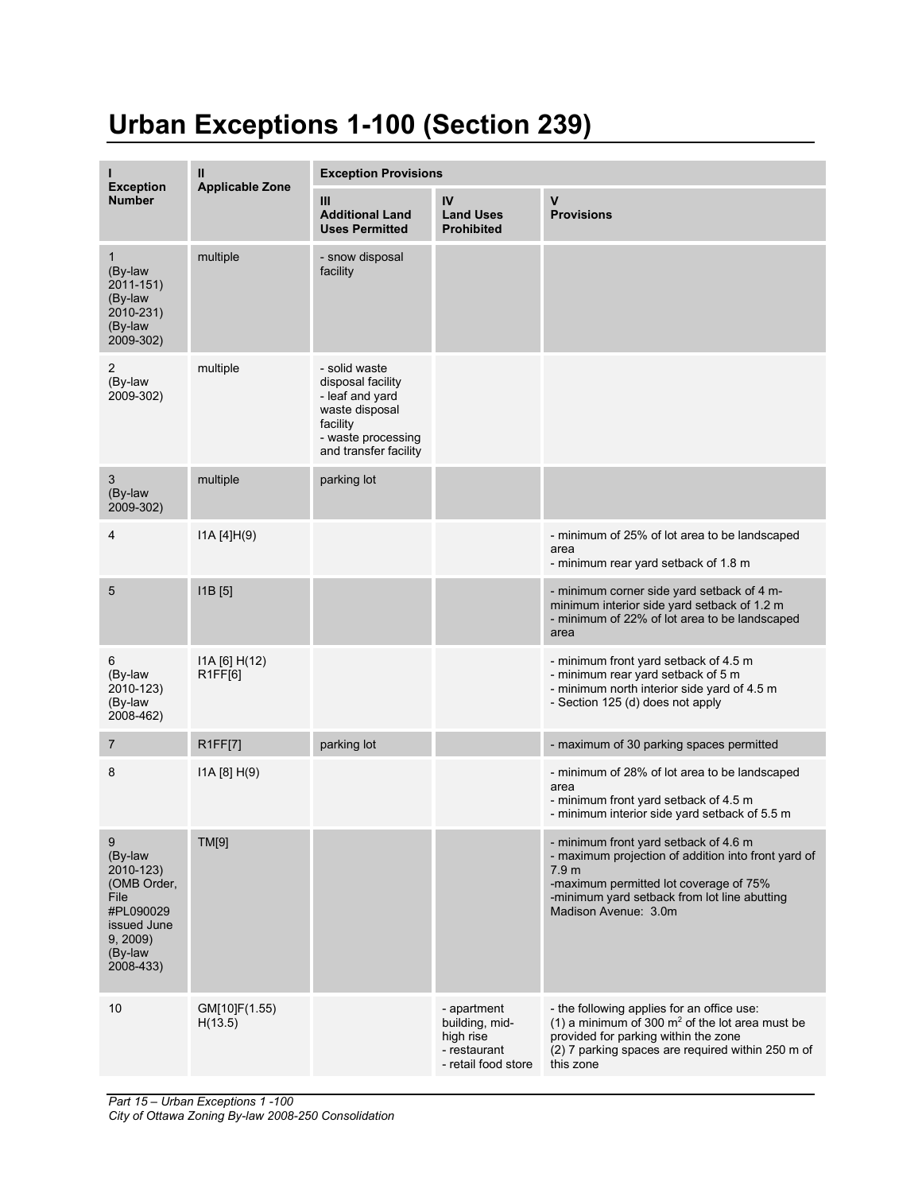# Urban Exceptions 1-100 (Section 239)

| I<br>Exception Number | II<br>Applicable Zone | Exception Provisions | | |
|---|---|---|---|---|
| | | III<br>Additional Land Uses Permitted | IV<br>Land Uses Prohibited | V<br>Provisions |
| 1<br>(By-law 2011-151)<br>(By-law 2010-231)<br>(By-law 2009-302) | multiple | - snow disposal facility | | |
| 2<br>(By-law 2009-302) | multiple | - solid waste disposal facility<br>- leaf and yard waste disposal facility<br>- waste processing and transfer facility | | |
| 3<br>(By-law 2009-302) | multiple | parking lot | | |
| 4 | I1A [4]H(9) | | | - minimum of 25% of lot area to be landscaped area<br>- minimum rear yard setback of 1.8 m |
| 5 | I1B [5] | | | - minimum corner side yard setback of 4 m-minimum interior side yard setback of 1.2 m<br>- minimum of 22% of lot area to be landscaped area |
| 6<br>(By-law 2010-123)<br>(By-law 2008-462) | I1A [6] H(12)<br>R1FF[6] | | | - minimum front yard setback of 4.5 m<br>- minimum rear yard setback of 5 m<br>- minimum north interior side yard of 4.5 m<br>- Section 125 (d) does not apply |
| 7 | R1FF[7] | parking lot | | - maximum of 30 parking spaces permitted |
| 8 | I1A [8] H(9) | | | - minimum of 28% of lot area to be landscaped area<br>- minimum front yard setback of 4.5 m<br>- minimum interior side yard setback of 5.5 m |
| 9<br>(By-law 2010-123)<br>(OMB Order, File #PL090029 issued June 9, 2009)<br>(By-law 2008-433) | TM[9] | | | - minimum front yard setback of 4.6 m<br>- maximum projection of addition into front yard of 7.9 m<br>-maximum permitted lot coverage of 75%<br>-minimum yard setback from lot line abutting Madison Avenue: 3.0m |
| 10 | GM[10]F(1.55) H(13.5) | | - apartment building, mid-high rise<br>- restaurant<br>- retail food store | - the following applies for an office use:<br>(1) a minimum of 300 $m^2$ of the lot area must be provided for parking within the zone<br>(2) 7 parking spaces are required within 250 m of this zone |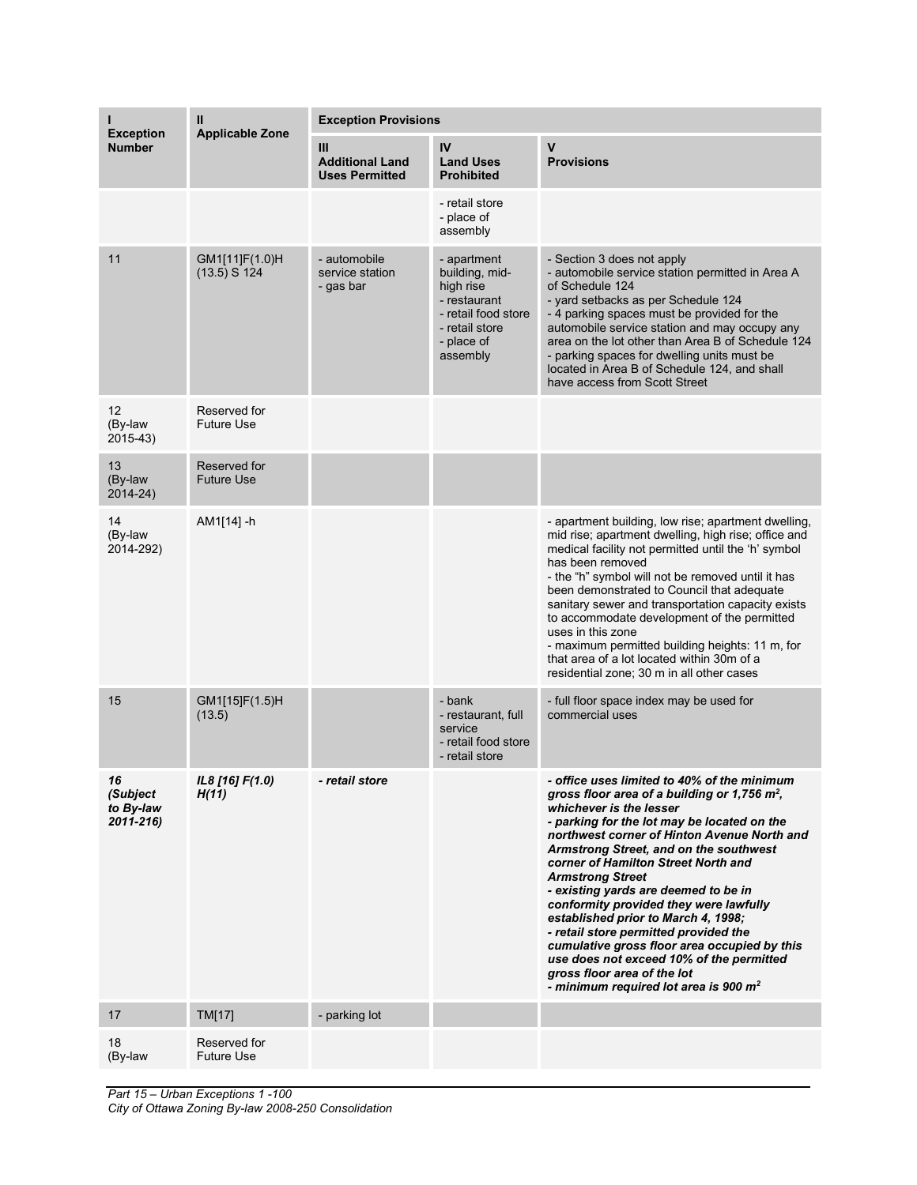| I<br>Exception Number | II<br>Applicable Zone | Exception Provisions | | |
|---|---|---|---|---|
| | | III<br>Additional Land Uses Permitted | IV<br>Land Uses Prohibited | V<br>Provisions |
| | | | - retail store<br>- place of assembly | |
| 11 | GM1[11]F(1.0)H (13.5) S 124 | - automobile service station<br>- gas bar | - apartment building, mid-high rise<br>- restaurant<br>- retail food store<br>- retail store<br>- place of assembly | - Section 3 does not apply<br>- automobile service station permitted in Area A of Schedule 124<br>- yard setbacks as per Schedule 124<br>- 4 parking spaces must be provided for the automobile service station and may occupy any area on the lot other than Area B of Schedule 124<br>- parking spaces for dwelling units must be located in Area B of Schedule 124, and shall have access from Scott Street |
| 12 (By-law 2015-43) | Reserved for Future Use | | | |
| 13 (By-law 2014-24) | Reserved for Future Use | | | |
| 14 (By-law 2014-292) | AM1[14] -h | | | - apartment building, low rise; apartment dwelling, mid rise; apartment dwelling, high rise; office and medical facility not permitted until the 'h' symbol has been removed<br>- the "h" symbol will not be removed until it has been demonstrated to Council that adequate sanitary sewer and transportation capacity exists to accommodate development of the permitted uses in this zone<br>- maximum permitted building heights: 11 m, for that area of a lot located within 30m of a residential zone; 30 m in all other cases |
| 15 | GM1[15]F(1.5)H (13.5) | | - bank<br>- restaurant, full service<br>- retail food store<br>- retail store | - full floor space index may be used for commercial uses |
| ***16 (Subject to By-law 2011-216)*** | ***IL8 [16] F(1.0) H(11)*** | ***- retail store*** | | ***- office uses limited to 40% of the minimum gross floor area of a building or 1,756 m², whichever is the lesser<br>- parking for the lot may be located on the northwest corner of Hinton Avenue North and Armstrong Street, and on the southwest corner of Hamilton Street North and Armstrong Street<br>- existing yards are deemed to be in conformity provided they were lawfully established prior to March 4, 1998;<br>- retail store permitted provided the cumulative gross floor area occupied by this use does not exceed 10% of the permitted gross floor area of the lot<br>- minimum required lot area is 900 m²*** |
| 17 | TM[17] | - parking lot | | |
| 18 (By-law | Reserved for Future Use | | | |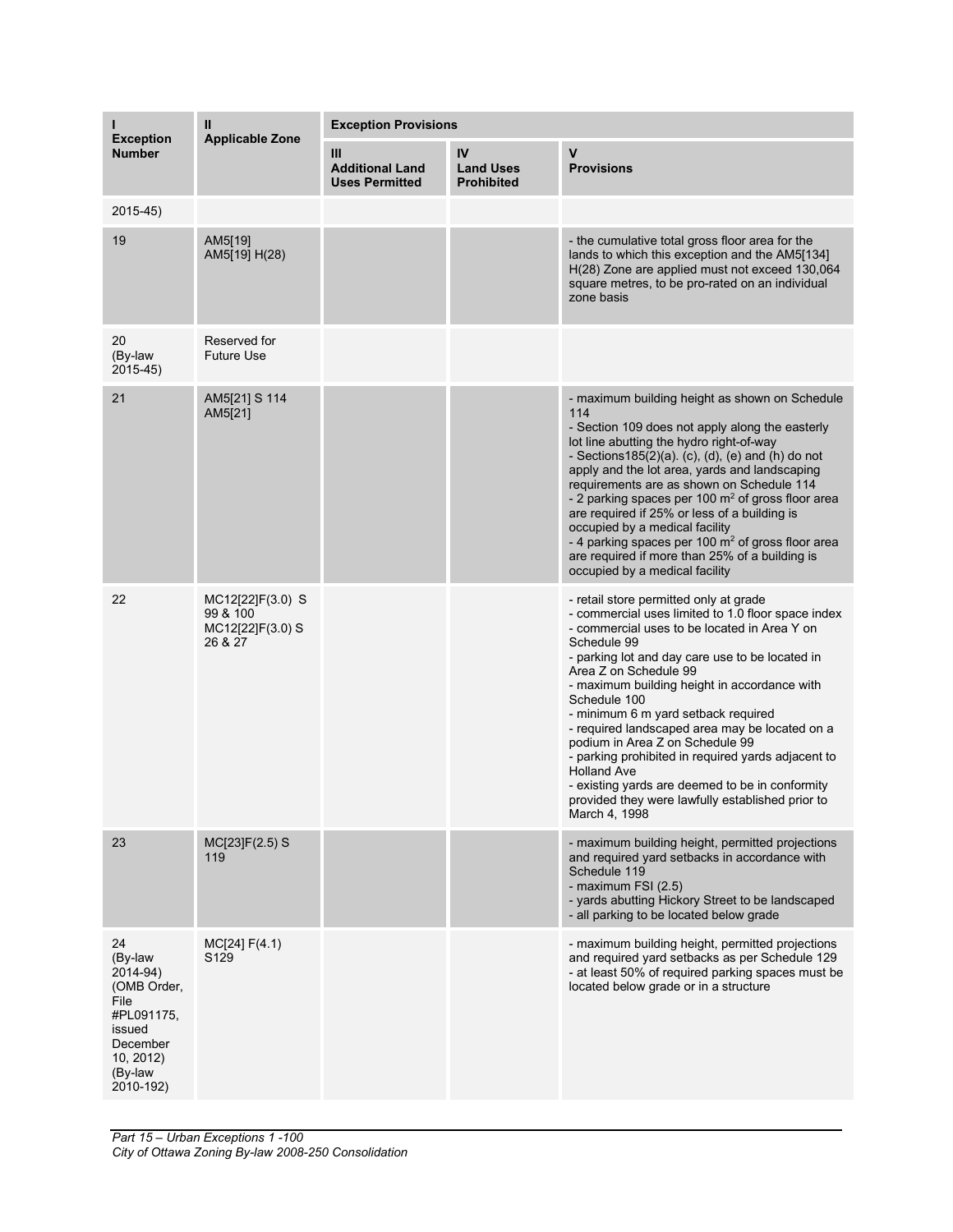| I<br>Exception Number | II<br>Applicable Zone | Exception Provisions | | |
|---|---|---|---|---|
| | | III<br>Additional Land Uses Permitted | IV<br>Land Uses Prohibited | V<br>Provisions |
| 2015-45) | | | | |
| 19 | AM5[19]<br>AM5[19] H(28) | | | - the cumulative total gross floor area for the lands to which this exception and the AM5[134] H(28) Zone are applied must not exceed 130,064 square metres, to be pro-rated on an individual zone basis |
| 20<br>(By-law 2015-45) | Reserved for Future Use | | | |
| 21 | AM5[21] S 114<br>AM5[21] | | | - maximum building height as shown on Schedule 114<br>- Section 109 does not apply along the easterly lot line abutting the hydro right-of-way<br>- Sections185(2)(a). (c), (d), (e) and (h) do not apply and the lot area, yards and landscaping requirements are as shown on Schedule 114<br>- 2 parking spaces per 100 $m^2$ of gross floor area are required if 25% or less of a building is occupied by a medical facility<br>- 4 parking spaces per 100 $m^2$ of gross floor area are required if more than 25% of a building is occupied by a medical facility |
| 22 | MC12[22]F(3.0) S 99 & 100<br>MC12[22]F(3.0) S 26 & 27 | | | - retail store permitted only at grade<br>- commercial uses limited to 1.0 floor space index<br>- commercial uses to be located in Area Y on Schedule 99<br>- parking lot and day care use to be located in Area Z on Schedule 99<br>- maximum building height in accordance with Schedule 100<br>- minimum 6 m yard setback required<br>- required landscaped area may be located on a podium in Area Z on Schedule 99<br>- parking prohibited in required yards adjacent to Holland Ave<br>- existing yards are deemed to be in conformity provided they were lawfully established prior to March 4, 1998 |
| 23 | MC[23]F(2.5) S 119 | | | - maximum building height, permitted projections and required yard setbacks in accordance with Schedule 119<br>- maximum FSI (2.5)<br>- yards abutting Hickory Street to be landscaped<br>- all parking to be located below grade |
| 24<br>(By-law 2014-94)<br>(OMB Order, File #PL091175, issued December 10, 2012)<br>(By-law 2010-192) | MC[24] F(4.1) S129 | | | - maximum building height, permitted projections and required yard setbacks as per Schedule 129<br>- at least 50% of required parking spaces must be located below grade or in a structure |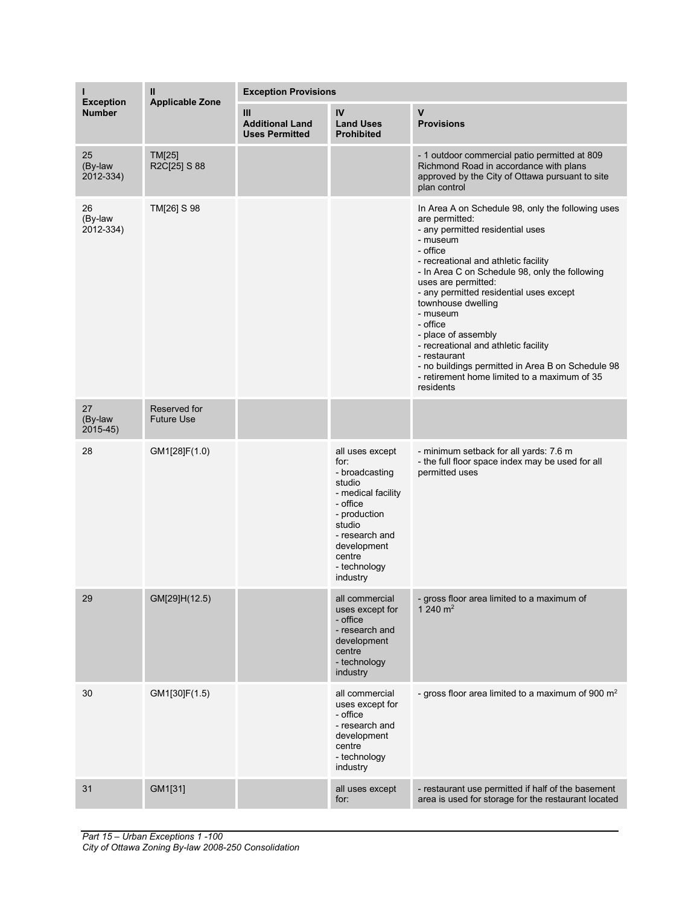| I<br>Exception Number | II<br>Applicable Zone | Exception Provisions | | |
|---|---|---|---|---|
| | | III<br>Additional Land Uses Permitted | IV<br>Land Uses Prohibited | V<br>Provisions |
| 25<br>(By-law 2012-334) | TM[25]<br>R2C[25] S 88 | | | - 1 outdoor commercial patio permitted at 809 Richmond Road in accordance with plans approved by the City of Ottawa pursuant to site plan control |
| 26<br>(By-law 2012-334) | TM[26] S 98 | | | In Area A on Schedule 98, only the following uses are permitted:<br>- any permitted residential uses<br>- museum<br>- office<br>- recreational and athletic facility<br>- In Area C on Schedule 98, only the following uses are permitted:<br>- any permitted residential uses except townhouse dwelling<br>- museum<br>- office<br>- place of assembly<br>- recreational and athletic facility<br>- restaurant<br>- no buildings permitted in Area B on Schedule 98<br>- retirement home limited to a maximum of 35 residents |
| 27<br>(By-law 2015-45) | Reserved for Future Use | | | |
| 28 | GM1[28]F(1.0) | | all uses except for:<br>- broadcasting studio<br>- medical facility<br>- office<br>- production studio<br>- research and development centre<br>- technology industry | - minimum setback for all yards: 7.6 m<br>- the full floor space index may be used for all permitted uses |
| 29 | GM[29]H(12.5) | | all commercial uses except for<br>- office<br>- research and development centre<br>- technology industry | - gross floor area limited to a maximum of 1 240 m² |
| 30 | GM1[30]F(1.5) | | all commercial uses except for<br>- office<br>- research and development centre<br>- technology industry | - gross floor area limited to a maximum of 900 m² |
| 31 | GM1[31] | | all uses except for: | - restaurant use permitted if half of the basement area is used for storage for the restaurant located |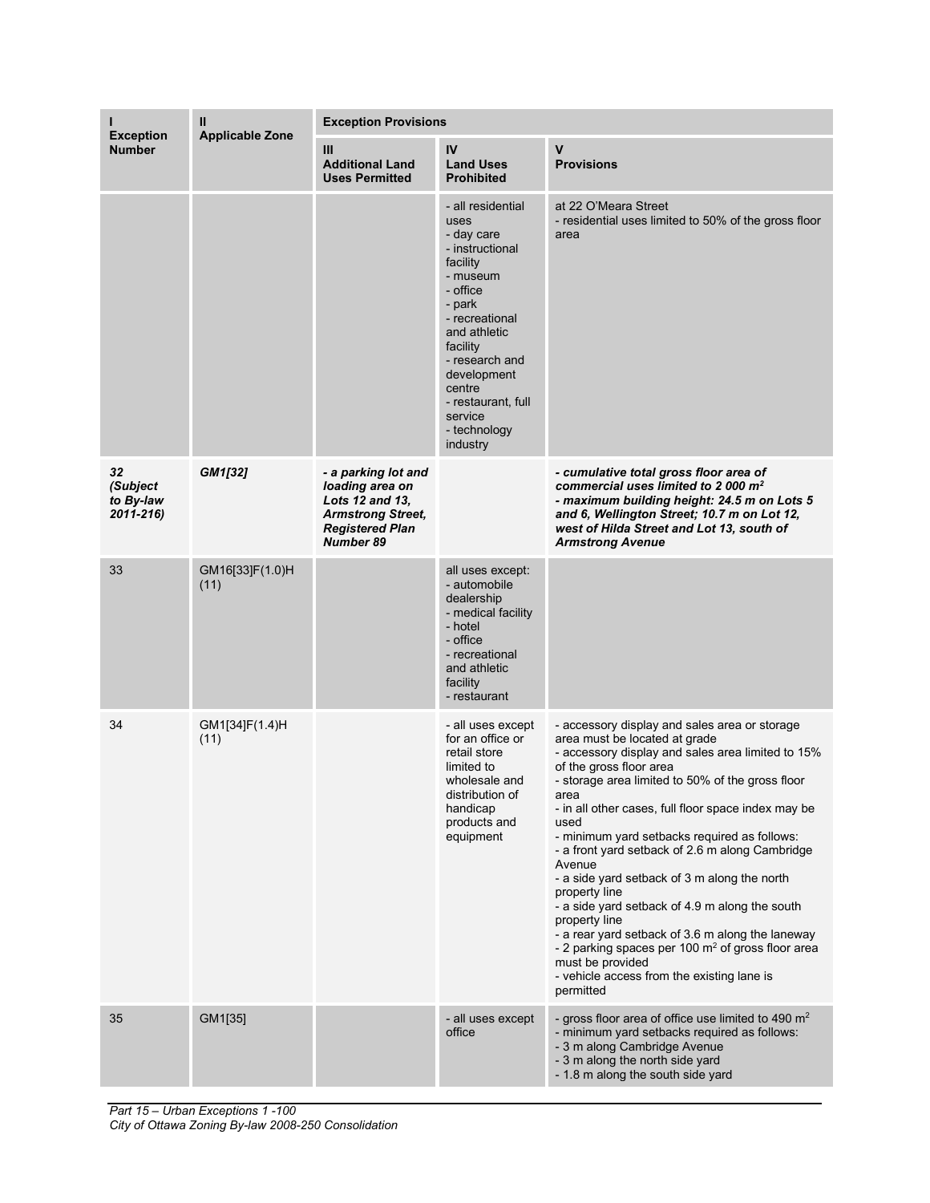| I<br>Exception Number | II<br>Applicable Zone | Exception Provisions | | |
|---|---|---|---|---|
| | | III<br>Additional Land Uses Permitted | IV<br>Land Uses Prohibited | V<br>Provisions |
| | | | - all residential uses<br>- day care<br>- instructional facility<br>- museum<br>- office<br>- park<br>- recreational and athletic facility<br>- research and development centre<br>- restaurant, full service<br>- technology industry | at 22 O'Meara Street<br>- residential uses limited to 50% of the gross floor area |
| ***32 (Subject to By-law 2011-216)*** | ***GM1[32]*** | ***- a parking lot and loading area on Lots 12 and 13, Armstrong Street, Registered Plan Number 89*** | | ***- cumulative total gross floor area of commercial uses limited to 2 000 m²<br>- maximum building height: 24.5 m on Lots 5 and 6, Wellington Street; 10.7 m on Lot 12, west of Hilda Street and Lot 13, south of Armstrong Avenue*** |
| 33 | GM16[33]F(1.0)H (11) | | all uses except:<br>- automobile dealership<br>- medical facility<br>- hotel<br>- office<br>- recreational and athletic facility<br>- restaurant | |
| 34 | GM1[34]F(1.4)H (11) | | - all uses except for an office or retail store limited to wholesale and distribution of handicap products and equipment | - accessory display and sales area or storage area must be located at grade<br>- accessory display and sales area limited to 15% of the gross floor area<br>- storage area limited to 50% of the gross floor area<br>- in all other cases, full floor space index may be used<br>- minimum yard setbacks required as follows:<br>- a front yard setback of 2.6 m along Cambridge Avenue<br>- a side yard setback of 3 m along the north property line<br>- a side yard setback of 4.9 m along the south property line<br>- a rear yard setback of 3.6 m along the laneway<br>- 2 parking spaces per 100 m² of gross floor area must be provided<br>- vehicle access from the existing lane is permitted |
| 35 | GM1[35] | | - all uses except office | - gross floor area of office use limited to 490 m²<br>- minimum yard setbacks required as follows:<br>- 3 m along Cambridge Avenue<br>- 3 m along the north side yard<br>- 1.8 m along the south side yard |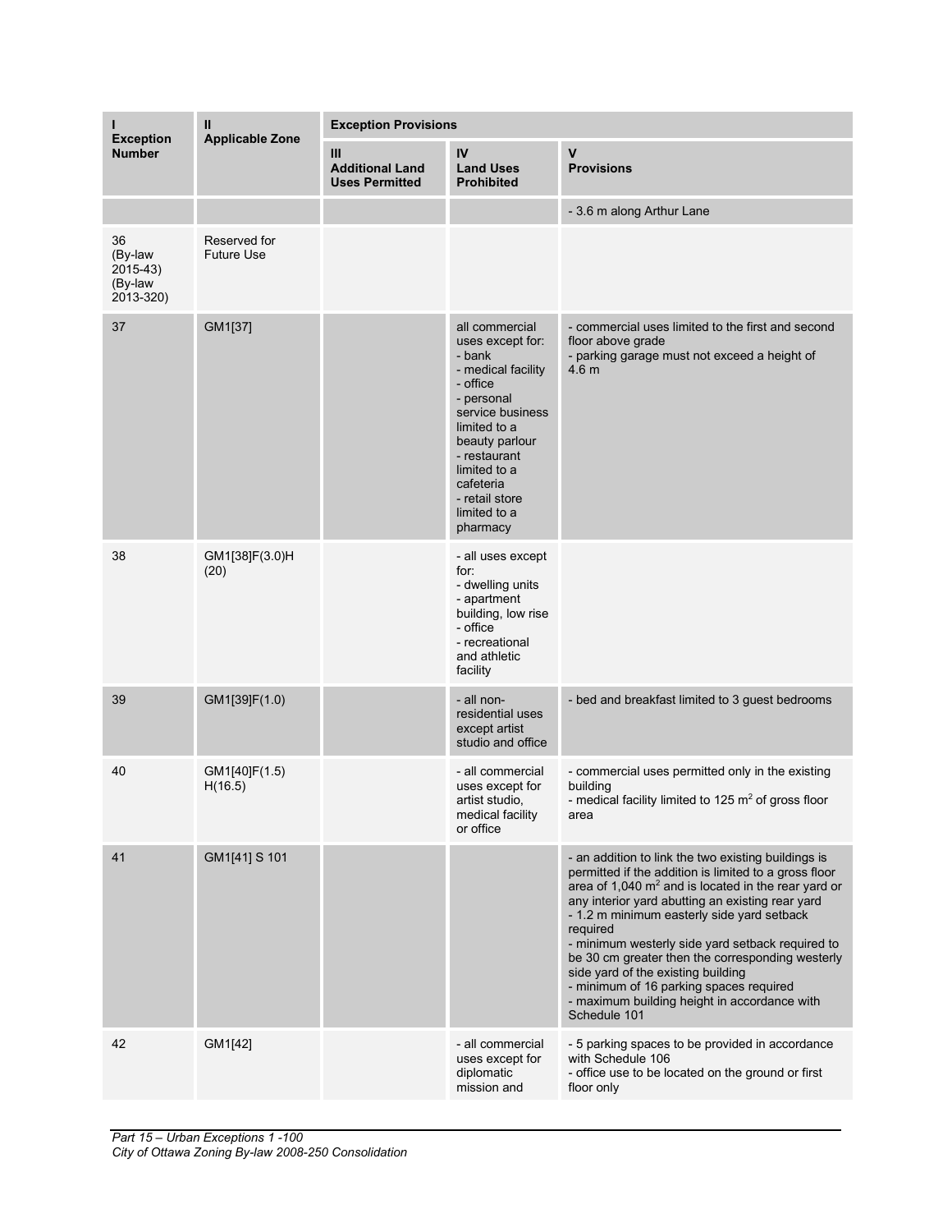| I<br>Exception Number | II<br>Applicable Zone | Exception Provisions | | |
|---|---|---|---|---|
| | | III<br>Additional Land Uses Permitted | IV<br>Land Uses Prohibited | V<br>Provisions |
| | | | | - 3.6 m along Arthur Lane |
| 36<br>(By-law 2015-43)<br>(By-law 2013-320) | Reserved for Future Use | | | |
| 37 | GM1[37] | | all commercial uses except for:<br>- bank<br>- medical facility<br>- office<br>- personal service business limited to a beauty parlour<br>- restaurant limited to a cafeteria<br>- retail store limited to a pharmacy | - commercial uses limited to the first and second floor above grade<br>- parking garage must not exceed a height of 4.6 m |
| 38 | GM1[38]F(3.0)H(20) | | - all uses except for:<br>- dwelling units<br>- apartment building, low rise<br>- office<br>- recreational and athletic facility | |
| 39 | GM1[39]F(1.0) | | - all non-residential uses except artist studio and office | - bed and breakfast limited to 3 guest bedrooms |
| 40 | GM1[40]F(1.5)H(16.5) | | - all commercial uses except for artist studio, medical facility or office | - commercial uses permitted only in the existing building<br>- medical facility limited to 125 m² of gross floor area |
| 41 | GM1[41] S 101 | | | - an addition to link the two existing buildings is permitted if the addition is limited to a gross floor area of 1,040 m² and is located in the rear yard or any interior yard abutting an existing rear yard<br>- 1.2 m minimum easterly side yard setback required<br>- minimum westerly side yard setback required to be 30 cm greater then the corresponding westerly side yard of the existing building<br>- minimum of 16 parking spaces required<br>- maximum building height in accordance with Schedule 101 |
| 42 | GM1[42] | | - all commercial uses except for diplomatic mission and | - 5 parking spaces to be provided in accordance with Schedule 106<br>- office use to be located on the ground or first floor only |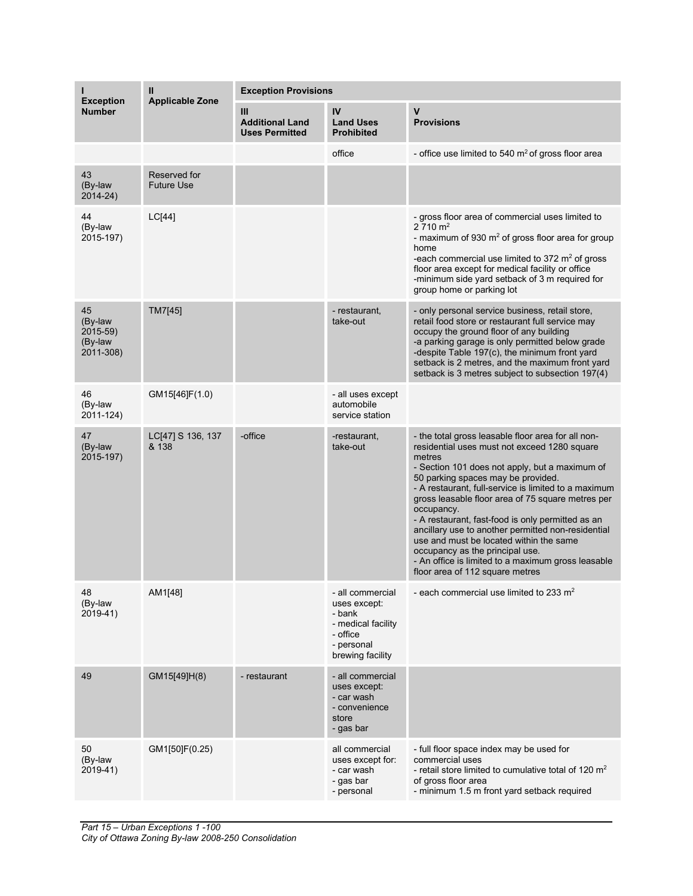| I<br>Exception Number | II<br>Applicable Zone | Exception Provisions | | |
|---|---|---|---|---|
| | | III<br>Additional Land Uses Permitted | IV<br>Land Uses Prohibited | V<br>Provisions |
| | | | office | - office use limited to 540 m² of gross floor area |
| 43<br>(By-law 2014-24) | Reserved for Future Use | | | |
| 44<br>(By-law 2015-197) | LC[44] | | | - gross floor area of commercial uses limited to 2 710 m²<br>- maximum of 930 m² of gross floor area for group home<br>-each commercial use limited to 372 m² of gross floor area except for medical facility or office<br>-minimum side yard setback of 3 m required for group home or parking lot |
| 45<br>(By-law 2015-59)<br>(By-law 2011-308) | TM7[45] | | - restaurant, take-out | - only personal service business, retail store, retail food store or restaurant full service may occupy the ground floor of any building<br>-a parking garage is only permitted below grade<br>-despite Table 197(c), the minimum front yard setback is 2 metres, and the maximum front yard setback is 3 metres subject to subsection 197(4) |
| 46<br>(By-law 2011-124) | GM15[46]F(1.0) | | - all uses except automobile service station | |
| 47<br>(By-law 2015-197) | LC[47] S 136, 137 & 138 | -office | -restaurant, take-out | - the total gross leasable floor area for all non-residential uses must not exceed 1280 square metres<br>- Section 101 does not apply, but a maximum of 50 parking spaces may be provided.<br>- A restaurant, full-service is limited to a maximum gross leasable floor area of 75 square metres per occupancy.<br>- A restaurant, fast-food is only permitted as an ancillary use to another permitted non-residential use and must be located within the same occupancy as the principal use.<br>- An office is limited to a maximum gross leasable floor area of 112 square metres |
| 48<br>(By-law 2019-41) | AM1[48] | | - all commercial uses except:<br>- bank<br>- medical facility<br>- office<br>- personal brewing facility | - each commercial use limited to 233 m² |
| 49 | GM15[49]H(8) | - restaurant | - all commercial uses except:<br>- car wash<br>- convenience store<br>- gas bar | |
| 50<br>(By-law 2019-41) | GM1[50]F(0.25) | | all commercial uses except for:<br>- car wash<br>- gas bar<br>- personal | - full floor space index may be used for commercial uses<br>- retail store limited to cumulative total of 120 m² of gross floor area<br>- minimum 1.5 m front yard setback required |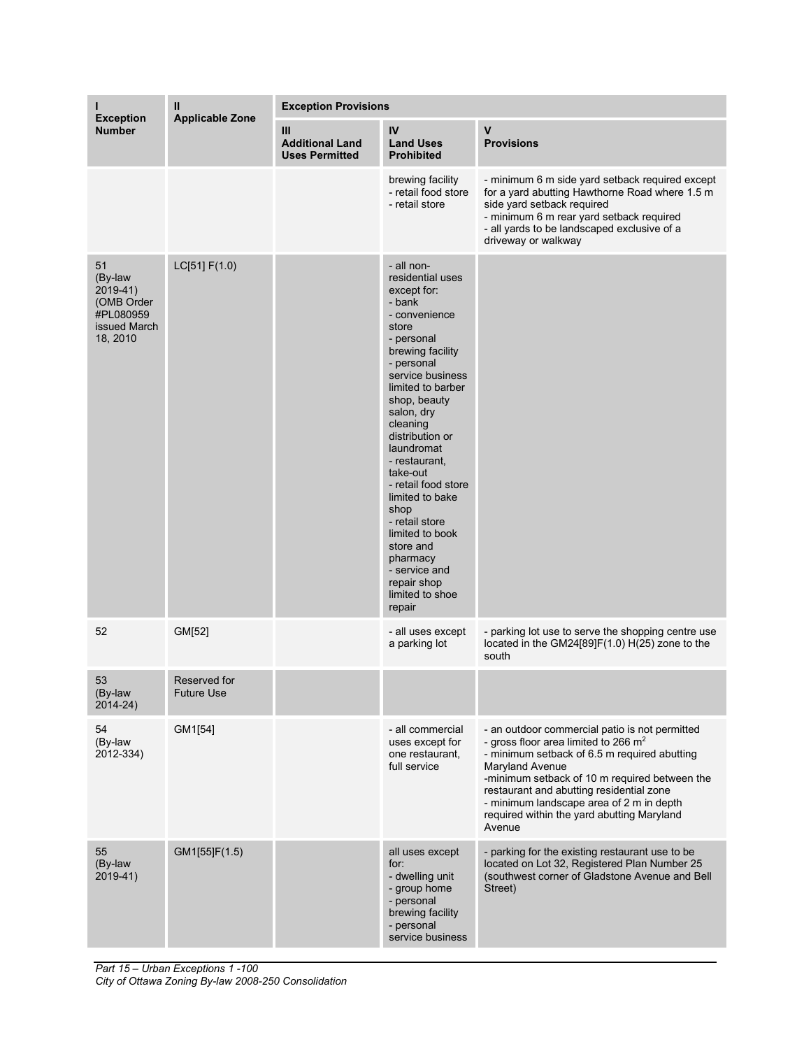| I Exception Number | II Applicable Zone | Exception Provisions | | |
|---|---|---|---|---|
| | | III Additional Land Uses Permitted | IV Land Uses Prohibited | V Provisions |
| | | | brewing facility<br>- retail food store<br>- retail store | - minimum 6 m side yard setback required except for a yard abutting Hawthorne Road where 1.5 m side yard setback required<br>- minimum 6 m rear yard setback required<br>- all yards to be landscaped exclusive of a driveway or walkway |
| 51 (By-law 2019-41) (OMB Order #PL080959 issued March 18, 2010 | LC[51] F(1.0) | | - all non-residential uses except for:<br>- bank<br>- convenience store<br>- personal brewing facility<br>- personal service business limited to barber shop, beauty salon, dry cleaning distribution or laundromat<br>- restaurant, take-out<br>- retail food store limited to bake shop<br>- retail store limited to book store and pharmacy<br>- service and repair shop limited to shoe repair | |
| 52 | GM[52] | | - all uses except a parking lot | - parking lot use to serve the shopping centre use located in the GM24[89]F(1.0) H(25) zone to the south |
| 53 (By-law 2014-24) | Reserved for Future Use | | | |
| 54 (By-law 2012-334) | GM1[54] | | - all commercial uses except for one restaurant, full service | - an outdoor commercial patio is not permitted<br>- gross floor area limited to 266 m$^2$<br>- minimum setback of 6.5 m required abutting Maryland Avenue<br>-minimum setback of 10 m required between the restaurant and abutting residential zone<br>- minimum landscape area of 2 m in depth required within the yard abutting Maryland Avenue |
| 55 (By-law 2019-41) | GM1[55]F(1.5) | | all uses except for:<br>- dwelling unit<br>- group home<br>- personal brewing facility<br>- personal service business | - parking for the existing restaurant use to be located on Lot 32, Registered Plan Number 25 (southwest corner of Gladstone Avenue and Bell Street) |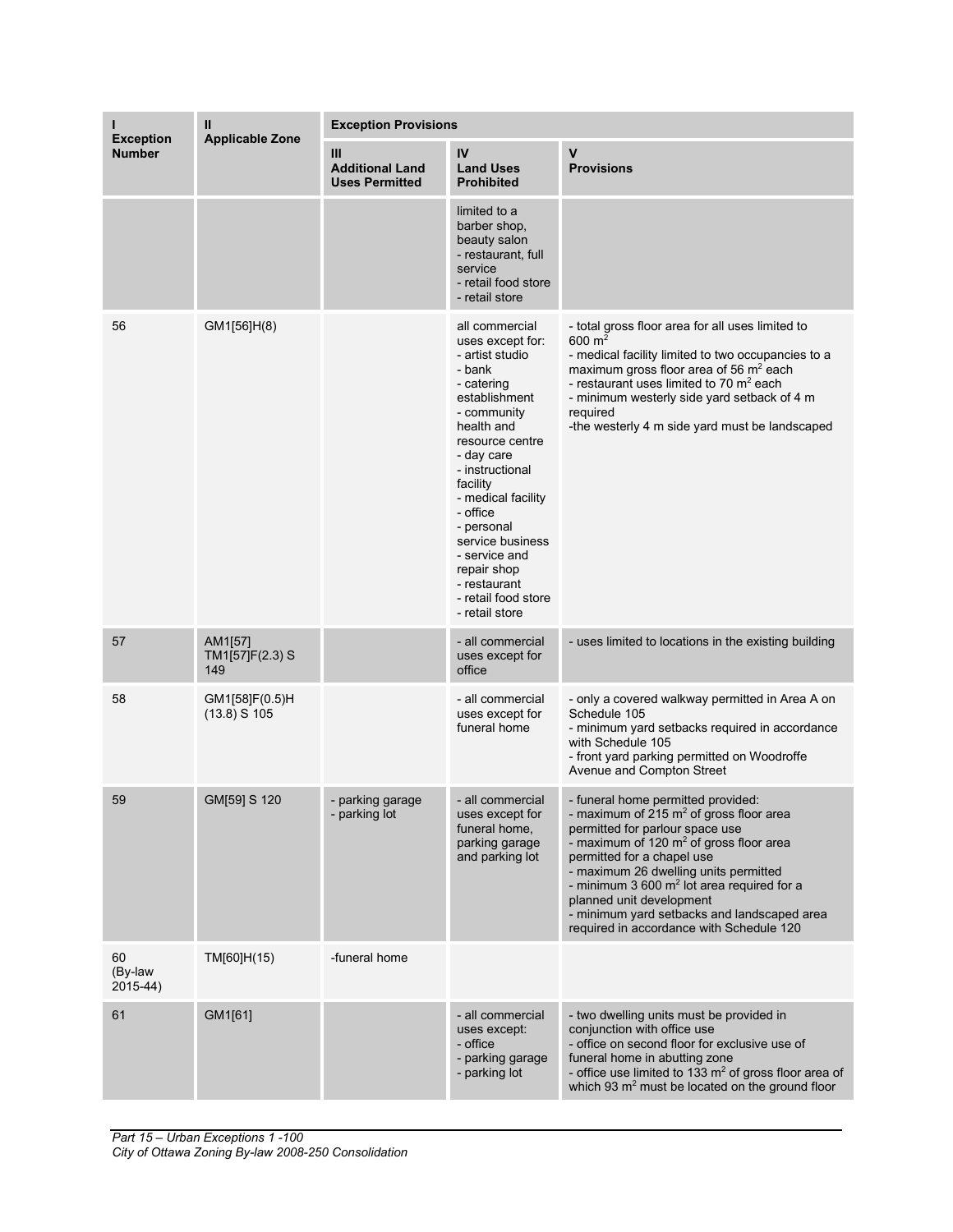| I Exception Number | II Applicable Zone | Exception Provisions | | |
|---|---|---|---|---|
| | | III Additional Land Uses Permitted | IV Land Uses Prohibited | V Provisions |
| | | | limited to a barber shop, beauty salon<br>- restaurant, full service<br>- retail food store<br>- retail store | |
| 56 | GM1[56]H(8) | | all commercial uses except for:<br>- artist studio<br>- bank<br>- catering establishment<br>- community health and resource centre<br>- day care<br>- instructional facility<br>- medical facility<br>- office<br>- personal service business<br>- service and repair shop<br>- restaurant<br>- retail food store<br>- retail store | - total gross floor area for all uses limited to 600 $m^2$<br>- medical facility limited to two occupancies to a maximum gross floor area of 56 $m^2$ each<br>- restaurant uses limited to 70 $m^2$ each<br>- minimum westerly side yard setback of 4 m required<br>-the westerly 4 m side yard must be landscaped |
| 57 | AM1[57]<br>TM1[57]F(2.3) S 149 | | - all commercial uses except for office | - uses limited to locations in the existing building |
| 58 | GM1[58]F(0.5)H (13.8) S 105 | | - all commercial uses except for funeral home | - only a covered walkway permitted in Area A on Schedule 105<br>- minimum yard setbacks required in accordance with Schedule 105<br>- front yard parking permitted on Woodroffe Avenue and Compton Street |
| 59 | GM[59] S 120 | - parking garage<br>- parking lot | - all commercial uses except for funeral home, parking garage and parking lot | - funeral home permitted provided:<br>- maximum of 215 $m^2$ of gross floor area permitted for parlour space use<br>- maximum of 120 $m^2$ of gross floor area permitted for a chapel use<br>- maximum 26 dwelling units permitted<br>- minimum 3 600 $m^2$ lot area required for a planned unit development<br>- minimum yard setbacks and landscaped area required in accordance with Schedule 120 |
| 60 (By-law 2015-44) | TM[60]H(15) | -funeral home | | |
| 61 | GM1[61] | | - all commercial uses except:<br>- office<br>- parking garage<br>- parking lot | - two dwelling units must be provided in conjunction with office use<br>- office on second floor for exclusive use of funeral home in abutting zone<br>- office use limited to 133 $m^2$ of gross floor area of which 93 $m^2$ must be located on the ground floor |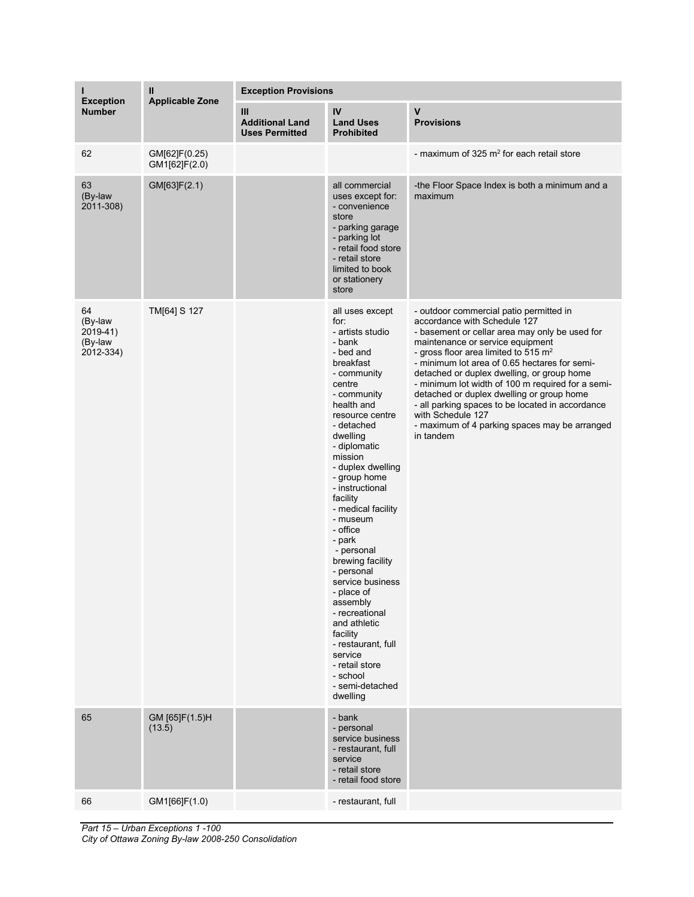| I<br>Exception Number | II<br>Applicable Zone | Exception Provisions | | |
|---|---|---|---|---|
| | | III<br>Additional Land Uses Permitted | IV<br>Land Uses Prohibited | V<br>Provisions |
| 62 | GM[62]F(0.25)<br>GM1[62]F(2.0) | | | - maximum of 325 m$^2$ for each retail store |
| 63<br>(By-law 2011-308) | GM[63]F(2.1) | | all commercial uses except for:<br>- convenience store<br>- parking garage<br>- parking lot<br>- retail food store<br>- retail store limited to book or stationery store | -the Floor Space Index is both a minimum and a maximum |
| 64<br>(By-law 2019-41)<br>(By-law 2012-334) | TM[64] S 127 | | all uses except for:<br>- artists studio<br>- bank<br>- bed and breakfast<br>- community centre<br>- community health and resource centre<br>- detached dwelling<br>- diplomatic mission<br>- duplex dwelling<br>- group home<br>- instructional facility<br>- medical facility<br>- museum<br>- office<br>- park<br>- personal brewing facility<br>- personal service business<br>- place of assembly<br>- recreational and athletic facility<br>- restaurant, full service<br>- retail store<br>- school<br>- semi-detached dwelling | - outdoor commercial patio permitted in accordance with Schedule 127<br>- basement or cellar area may only be used for maintenance or service equipment<br>- gross floor area limited to 515 m$^2$<br>- minimum lot area of 0.65 hectares for semi-detached or duplex dwelling, or group home<br>- minimum lot width of 100 m required for a semi-detached or duplex dwelling or group home<br>- all parking spaces to be located in accordance with Schedule 127<br>- maximum of 4 parking spaces may be arranged in tandem |
| 65 | GM [65]F(1.5)H (13.5) | | - bank<br>- personal service business<br>- restaurant, full service<br>- retail store<br>- retail food store | |
| 66 | GM1[66]F(1.0) | | - restaurant, full | |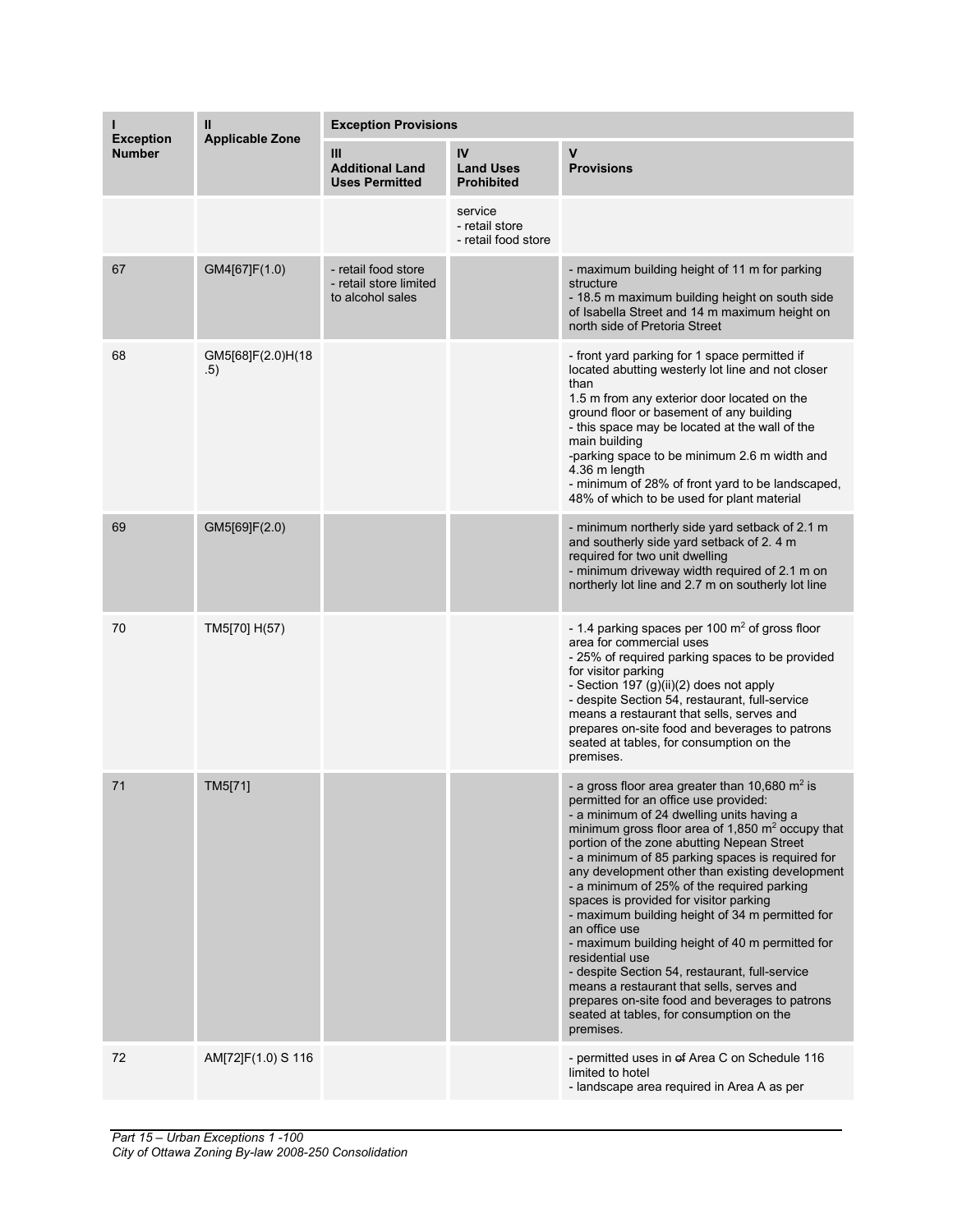| I Exception Number | II Applicable Zone | Exception Provisions | | |
|---|---|---|---|---|
| | | III Additional Land Uses Permitted | IV Land Uses Prohibited | V Provisions |
| | | | service<br>- retail store<br>- retail food store | |
| 67 | GM4[67]F(1.0) | - retail food store<br>- retail store limited to alcohol sales | | - maximum building height of 11 m for parking structure<br>- 18.5 m maximum building height on south side of Isabella Street and 14 m maximum height on north side of Pretoria Street |
| 68 | GM5[68]F(2.0)H(18.5) | | | - front yard parking for 1 space permitted if located abutting westerly lot line and not closer than<br>1.5 m from any exterior door located on the ground floor or basement of any building<br>- this space may be located at the wall of the main building<br>-parking space to be minimum 2.6 m width and 4.36 m length<br>- minimum of 28% of front yard to be landscaped, 48% of which to be used for plant material |
| 69 | GM5[69]F(2.0) | | | - minimum northerly side yard setback of 2.1 m and southerly side yard setback of 2. 4 m required for two unit dwelling<br>- minimum driveway width required of 2.1 m on northerly lot line and 2.7 m on southerly lot line |
| 70 | TM5[70] H(57) | | | - 1.4 parking spaces per 100 m² of gross floor area for commercial uses<br>- 25% of required parking spaces to be provided for visitor parking<br>- Section 197 (g)(ii)(2) does not apply<br>- despite Section 54, restaurant, full-service means a restaurant that sells, serves and prepares on-site food and beverages to patrons seated at tables, for consumption on the premises. |
| 71 | TM5[71] | | | - a gross floor area greater than 10,680 m² is permitted for an office use provided:<br>- a minimum of 24 dwelling units having a minimum gross floor area of 1,850 m² occupy that portion of the zone abutting Nepean Street<br>- a minimum of 85 parking spaces is required for any development other than existing development<br>- a minimum of 25% of the required parking spaces is provided for visitor parking<br>- maximum building height of 34 m permitted for an office use<br>- maximum building height of 40 m permitted for residential use<br>- despite Section 54, restaurant, full-service means a restaurant that sells, serves and prepares on-site food and beverages to patrons seated at tables, for consumption on the premises. |
| 72 | AM[72]F(1.0) S 116 | | | - permitted uses in ~~of~~ Area C on Schedule 116 limited to hotel<br>- landscape area required in Area A as per |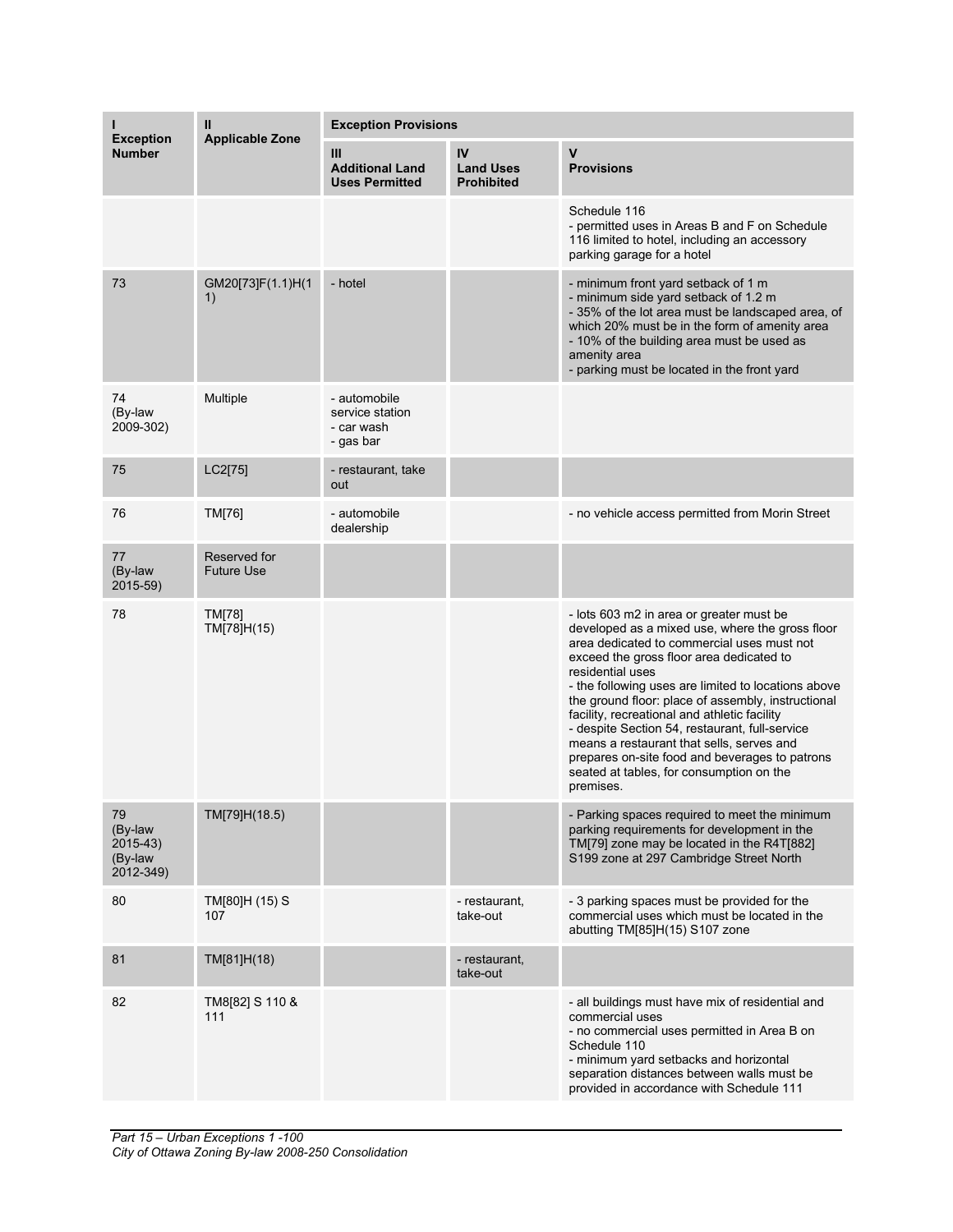| I<br>Exception Number | II<br>Applicable Zone | Exception Provisions | | |
|---|---|---|---|---|
| | | III<br>Additional Land Uses Permitted | IV<br>Land Uses Prohibited | V<br>Provisions |
| | | | | Schedule 116<br>- permitted uses in Areas B and F on Schedule 116 limited to hotel, including an accessory parking garage for a hotel |
| 73 | GM20[73]F(1.1)H(11) | - hotel | | - minimum front yard setback of 1 m<br>- minimum side yard setback of 1.2 m<br>- 35% of the lot area must be landscaped area, of which 20% must be in the form of amenity area<br>- 10% of the building area must be used as amenity area<br>- parking must be located in the front yard |
| 74<br>(By-law 2009-302) | Multiple | - automobile service station<br>- car wash<br>- gas bar | | |
| 75 | LC2[75] | - restaurant, take out | | |
| 76 | TM[76] | - automobile dealership | | - no vehicle access permitted from Morin Street |
| 77<br>(By-law 2015-59) | Reserved for Future Use | | | |
| 78 | TM[78]<br>TM[78]H(15) | | | - lots 603 m2 in area or greater must be developed as a mixed use, where the gross floor area dedicated to commercial uses must not exceed the gross floor area dedicated to residential uses<br>- the following uses are limited to locations above the ground floor: place of assembly, instructional facility, recreational and athletic facility<br>- despite Section 54, restaurant, full-service means a restaurant that sells, serves and prepares on-site food and beverages to patrons seated at tables, for consumption on the premises. |
| 79<br>(By-law 2015-43)<br>(By-law 2012-349) | TM[79]H(18.5) | | | - Parking spaces required to meet the minimum parking requirements for development in the TM[79] zone may be located in the R4T[882] S199 zone at 297 Cambridge Street North |
| 80 | TM[80]H (15) S 107 | | - restaurant, take-out | - 3 parking spaces must be provided for the commercial uses which must be located in the abutting TM[85]H(15) S107 zone |
| 81 | TM[81]H(18) | | - restaurant, take-out | |
| 82 | TM8[82] S 110 & 111 | | | - all buildings must have mix of residential and commercial uses<br>- no commercial uses permitted in Area B on Schedule 110<br>- minimum yard setbacks and horizontal separation distances between walls must be provided in accordance with Schedule 111 |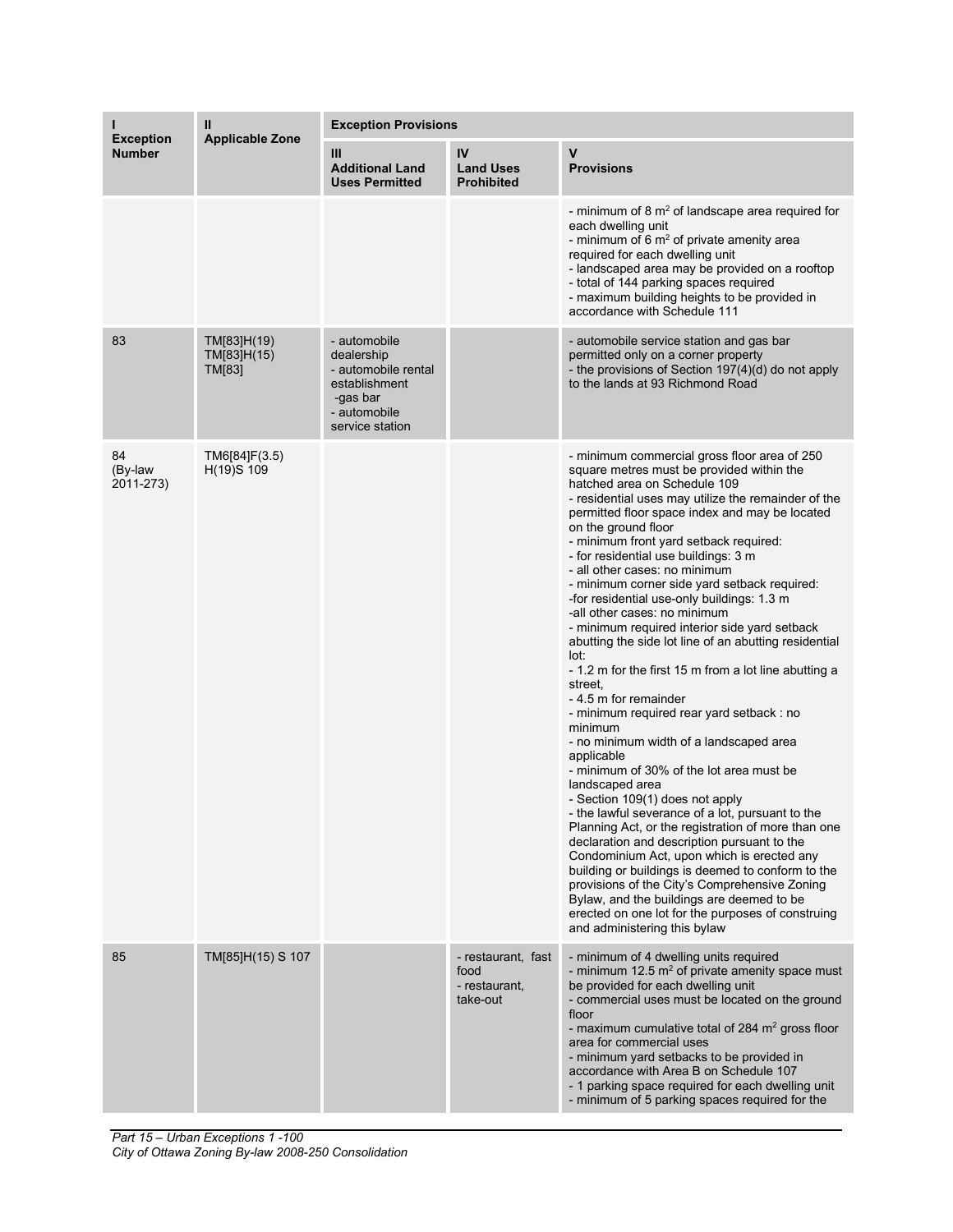| I<br>Exception Number | II<br>Applicable Zone | Exception Provisions | | |
|---|---|---|---|---|
| | | III<br>Additional Land Uses Permitted | IV<br>Land Uses Prohibited | V<br>Provisions |
| | | | | - minimum of 8 m$^2$ of landscape area required for each dwelling unit<br>- minimum of 6 m$^2$ of private amenity area required for each dwelling unit<br>- landscaped area may be provided on a rooftop<br>- total of 144 parking spaces required<br>- maximum building heights to be provided in accordance with Schedule 111 |
| 83 | TM[83]H(19)<br>TM[83]H(15)<br>TM[83] | - automobile dealership<br>- automobile rental establishment<br>-gas bar<br>- automobile service station | | - automobile service station and gas bar permitted only on a corner property<br>- the provisions of Section 197(4)(d) do not apply to the lands at 93 Richmond Road |
| 84<br>(By-law 2011-273) | TM6[84]F(3.5)<br>H(19)S 109 | | | - minimum commercial gross floor area of 250 square metres must be provided within the hatched area on Schedule 109<br>- residential uses may utilize the remainder of the permitted floor space index and may be located on the ground floor<br>- minimum front yard setback required:<br>- for residential use buildings: 3 m<br>- all other cases: no minimum<br>- minimum corner side yard setback required:<br>-for residential use-only buildings: 1.3 m<br>-all other cases: no minimum<br>- minimum required interior side yard setback abutting the side lot line of an abutting residential lot:<br>- 1.2 m for the first 15 m from a lot line abutting a street,<br>- 4.5 m for remainder<br>- minimum required rear yard setback : no minimum<br>- no minimum width of a landscaped area applicable<br>- minimum of 30% of the lot area must be landscaped area<br>- Section 109(1) does not apply<br>- the lawful severance of a lot, pursuant to the Planning Act, or the registration of more than one declaration and description pursuant to the Condominium Act, upon which is erected any building or buildings is deemed to conform to the provisions of the City's Comprehensive Zoning Bylaw, and the buildings are deemed to be erected on one lot for the purposes of construing and administering this bylaw |
| 85 | TM[85]H(15) S 107 | | - restaurant, fast food<br>- restaurant, take-out | - minimum of 4 dwelling units required<br>- minimum 12.5 m$^2$ of private amenity space must be provided for each dwelling unit<br>- commercial uses must be located on the ground floor<br>- maximum cumulative total of 284 m$^2$ gross floor area for commercial uses<br>- minimum yard setbacks to be provided in accordance with Area B on Schedule 107<br>- 1 parking space required for each dwelling unit<br>- minimum of 5 parking spaces required for the |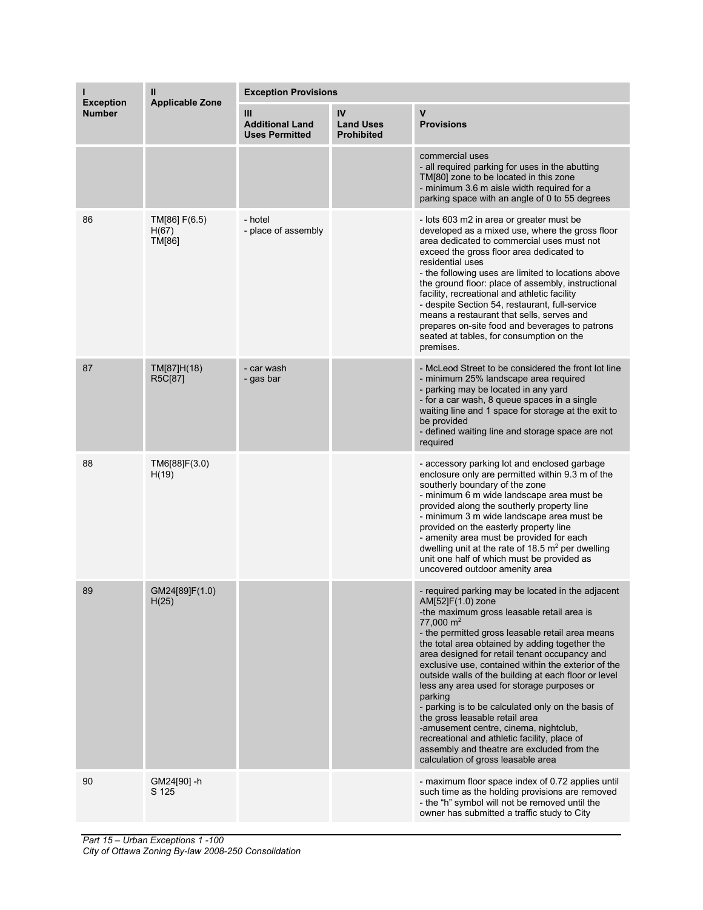| I<br>Exception Number | II<br>Applicable Zone | Exception Provisions | | |
|---|---|---|---|---|
| | | III<br>Additional Land Uses Permitted | IV<br>Land Uses Prohibited | V<br>Provisions |
| | | | | commercial uses<br>- all required parking for uses in the abutting TM[80] zone to be located in this zone<br>- minimum 3.6 m aisle width required for a parking space with an angle of 0 to 55 degrees |
| 86 | TM[86] F(6.5) H(67)<br>TM[86] | - hotel<br>- place of assembly | | - lots 603 m2 in area or greater must be developed as a mixed use, where the gross floor area dedicated to commercial uses must not exceed the gross floor area dedicated to residential uses<br>- the following uses are limited to locations above the ground floor: place of assembly, instructional facility, recreational and athletic facility<br>- despite Section 54, restaurant, full-service means a restaurant that sells, serves and prepares on-site food and beverages to patrons seated at tables, for consumption on the premises. |
| 87 | TM[87]H(18)<br>R5C[87] | - car wash<br>- gas bar | | - McLeod Street to be considered the front lot line<br>- minimum 25% landscape area required<br>- parking may be located in any yard<br>- for a car wash, 8 queue spaces in a single waiting line and 1 space for storage at the exit to be provided<br>- defined waiting line and storage space are not required |
| 88 | TM6[88]F(3.0) H(19) | | | - accessory parking lot and enclosed garbage enclosure only are permitted within 9.3 m of the southerly boundary of the zone<br>- minimum 6 m wide landscape area must be provided along the southerly property line<br>- minimum 3 m wide landscape area must be provided on the easterly property line<br>- amenity area must be provided for each dwelling unit at the rate of 18.5 $m^2$ per dwelling unit one half of which must be provided as uncovered outdoor amenity area |
| 89 | GM24[89]F(1.0) H(25) | | | - required parking may be located in the adjacent AM[52]F(1.0) zone<br>-the maximum gross leasable retail area is 77,000 $m^2$<br>- the permitted gross leasable retail area means the total area obtained by adding together the area designed for retail tenant occupancy and exclusive use, contained within the exterior of the outside walls of the building at each floor or level less any area used for storage purposes or parking<br>- parking is to be calculated only on the basis of the gross leasable retail area<br>-amusement centre, cinema, nightclub, recreational and athletic facility, place of assembly and theatre are excluded from the calculation of gross leasable area |
| 90 | GM24[90] -h<br>S 125 | | | - maximum floor space index of 0.72 applies until such time as the holding provisions are removed<br>- the "h" symbol will not be removed until the owner has submitted a traffic study to City |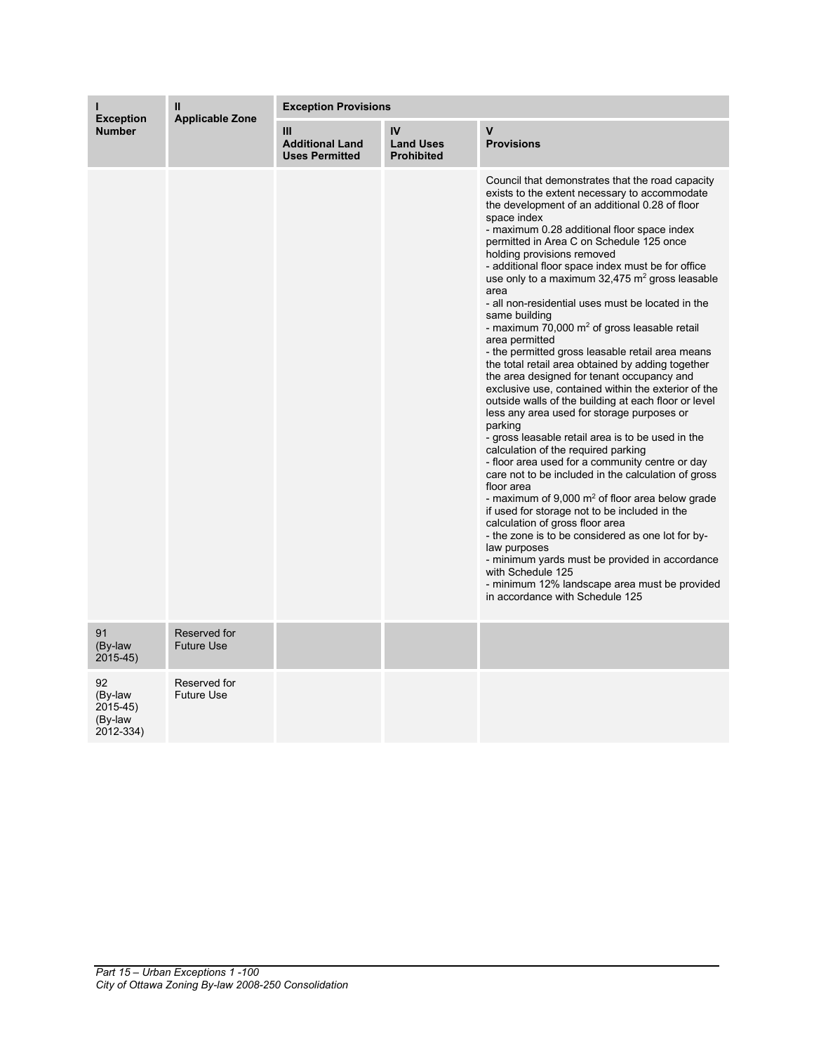| I Exception Number | II Applicable Zone | Exception Provisions | | |
|---|---|---|---|---|
| | | III Additional Land Uses Permitted | IV Land Uses Prohibited | V Provisions |
| | | | | Council that demonstrates that the road capacity exists to the extent necessary to accommodate the development of an additional 0.28 of floor space index<br>- maximum 0.28 additional floor space index permitted in Area C on Schedule 125 once holding provisions removed<br>- additional floor space index must be for office use only to a maximum 32,475 m² gross leasable area<br>- all non-residential uses must be located in the same building<br>- maximum 70,000 m² of gross leasable retail area permitted<br>- the permitted gross leasable retail area means the total retail area obtained by adding together the area designed for tenant occupancy and exclusive use, contained within the exterior of the outside walls of the building at each floor or level less any area used for storage purposes or parking<br>- gross leasable retail area is to be used in the calculation of the required parking<br>- floor area used for a community centre or day care not to be included in the calculation of gross floor area<br>- maximum of 9,000 m² of floor area below grade if used for storage not to be included in the calculation of gross floor area<br>- the zone is to be considered as one lot for by-law purposes<br>- minimum yards must be provided in accordance with Schedule 125<br>- minimum 12% landscape area must be provided in accordance with Schedule 125 |
| 91 (By-law 2015-45) | Reserved for Future Use | | | |
| 92 (By-law 2015-45) (By-law 2012-334) | Reserved for Future Use | | | |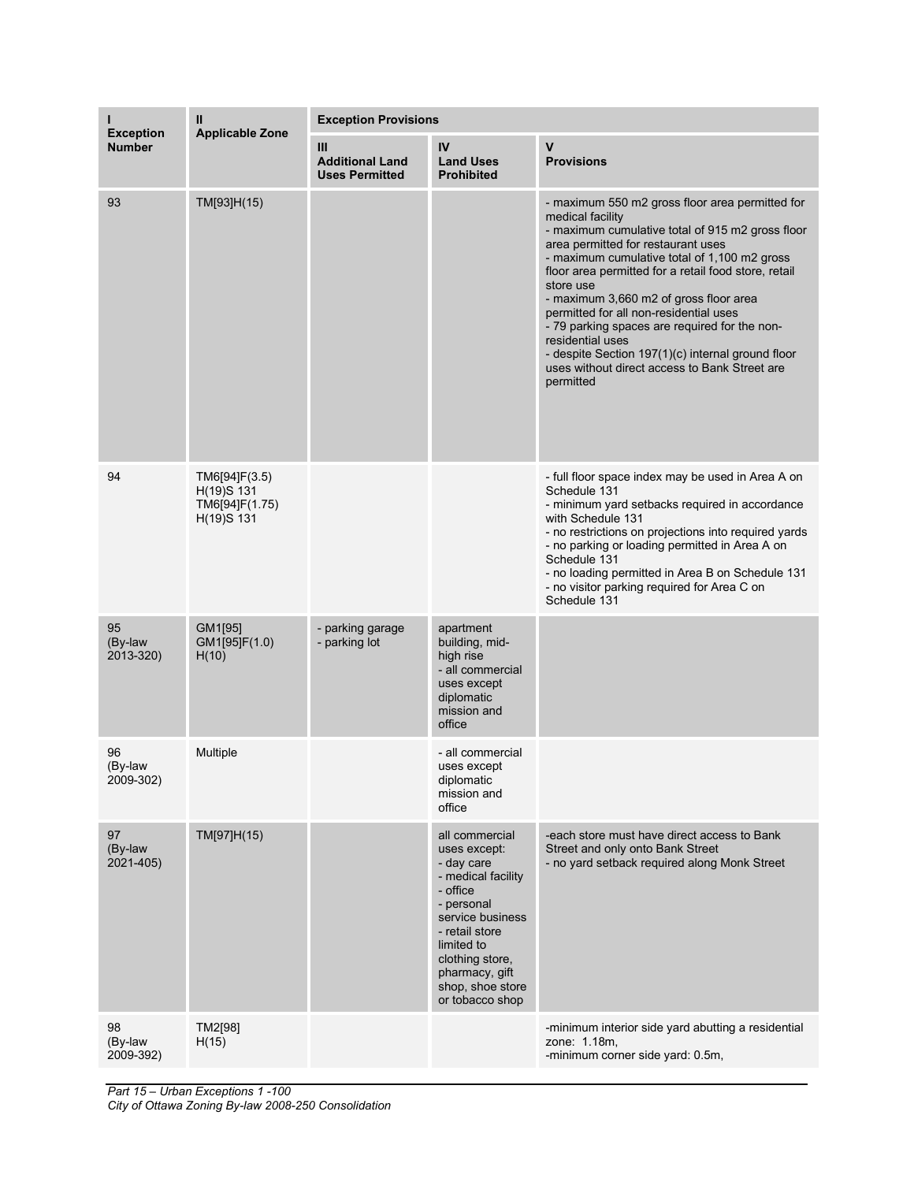| I<br>Exception Number | II<br>Applicable Zone | Exception Provisions | | |
|---|---|---|---|---|
| | | III<br>Additional Land Uses Permitted | IV<br>Land Uses Prohibited | V<br>Provisions |
| 93 | TM[93]H(15) | | | - maximum 550 m2 gross floor area permitted for medical facility<br>- maximum cumulative total of 915 m2 gross floor area permitted for restaurant uses<br>- maximum cumulative total of 1,100 m2 gross floor area permitted for a retail food store, retail store use<br>- maximum 3,660 m2 of gross floor area permitted for all non-residential uses<br>- 79 parking spaces are required for the non-residential uses<br>- despite Section 197(1)(c) internal ground floor uses without direct access to Bank Street are permitted |
| 94 | TM6[94]F(3.5) H(19)S 131<br>TM6[94]F(1.75) H(19)S 131 | | | - full floor space index may be used in Area A on Schedule 131<br>- minimum yard setbacks required in accordance with Schedule 131<br>- no restrictions on projections into required yards<br>- no parking or loading permitted in Area A on Schedule 131<br>- no loading permitted in Area B on Schedule 131<br>- no visitor parking required for Area C on Schedule 131 |
| 95<br>(By-law 2013-320) | GM1[95]<br>GM1[95]F(1.0) H(10) | - parking garage<br>- parking lot | apartment building, mid-high rise<br>- all commercial uses except diplomatic mission and office | |
| 96<br>(By-law 2009-302) | Multiple | | - all commercial uses except diplomatic mission and office | |
| 97<br>(By-law 2021-405) | TM[97]H(15) | | all commercial uses except:<br>- day care<br>- medical facility<br>- office<br>- personal service business<br>- retail store limited to clothing store, pharmacy, gift shop, shoe store or tobacco shop | -each store must have direct access to Bank Street and only onto Bank Street<br>- no yard setback required along Monk Street |
| 98<br>(By-law 2009-392) | TM2[98]<br>H(15) | | | -minimum interior side yard abutting a residential zone: 1.18m,<br>-minimum corner side yard: 0.5m, |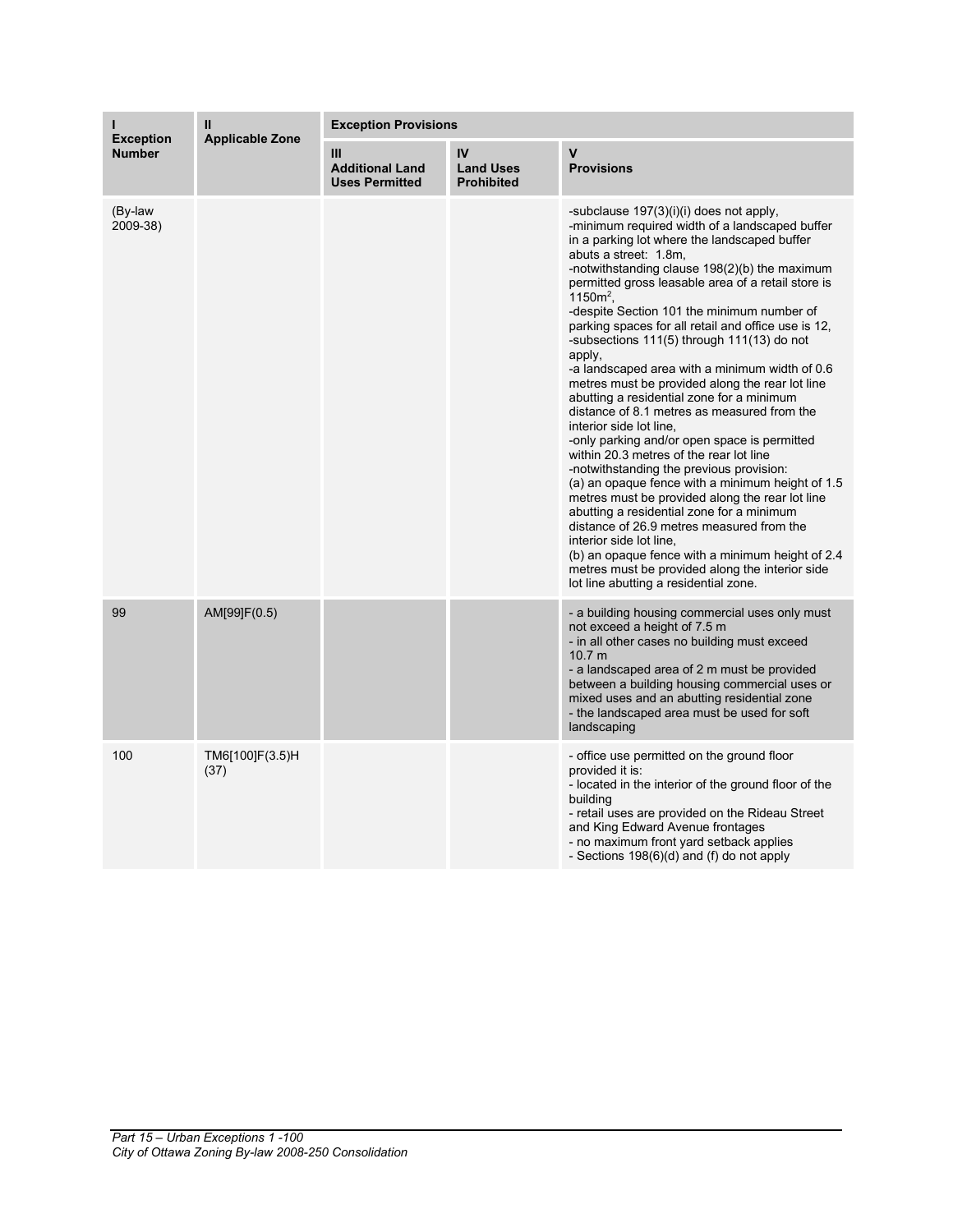| I<br>Exception Number | II<br>Applicable Zone | Exception Provisions | | |
|---|---|---|---|---|
| | | III<br>Additional Land Uses Permitted | IV<br>Land Uses Prohibited | V<br>Provisions |
| (By-law 2009-38) | | | | -subclause 197(3)(i)(i) does not apply,<br>-minimum required width of a landscaped buffer in a parking lot where the landscaped buffer abuts a street: 1.8m,<br>-notwithstanding clause 198(2)(b) the maximum permitted gross leasable area of a retail store is 1150m$^2$,<br>-despite Section 101 the minimum number of parking spaces for all retail and office use is 12,<br>-subsections 111(5) through 111(13) do not apply,<br>-a landscaped area with a minimum width of 0.6 metres must be provided along the rear lot line abutting a residential zone for a minimum distance of 8.1 metres as measured from the interior side lot line,<br>-only parking and/or open space is permitted within 20.3 metres of the rear lot line<br>-notwithstanding the previous provision:<br>(a) an opaque fence with a minimum height of 1.5 metres must be provided along the rear lot line abutting a residential zone for a minimum distance of 26.9 metres measured from the interior side lot line,<br>(b) an opaque fence with a minimum height of 2.4 metres must be provided along the interior side lot line abutting a residential zone. |
| 99 | AM[99]F(0.5) | | | - a building housing commercial uses only must not exceed a height of 7.5 m<br>- in all other cases no building must exceed 10.7 m<br>- a landscaped area of 2 m must be provided between a building housing commercial uses or mixed uses and an abutting residential zone<br>- the landscaped area must be used for soft landscaping |
| 100 | TM6[100]F(3.5)H (37) | | | - office use permitted on the ground floor provided it is:<br>- located in the interior of the ground floor of the building<br>- retail uses are provided on the Rideau Street and King Edward Avenue frontages<br>- no maximum front yard setback applies<br>- Sections 198(6)(d) and (f) do not apply |